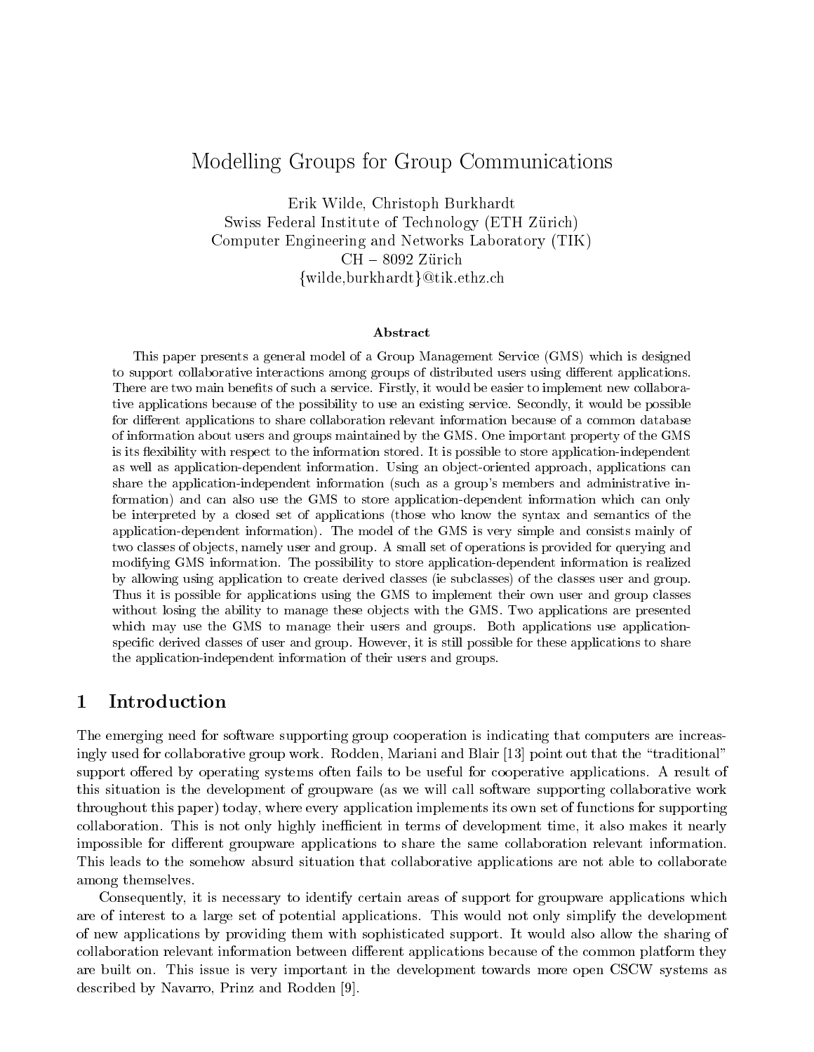# Modelling Groups for Group Communications

Erik Wilde, Christoph Burkhardt
Swiss Federal Institute of Technology (ETH Zürich)
Computer Engineering and Networks Laboratory (TIK)
CH – 8092 Zürich
{wilde,burkhardt}@tik.ethz.ch

### Abstract

This paper presents a general model of a Group Management Service (GMS) which is designed to support collaborative interactions among groups of distributed users using different applications. There are two main benefits of such a service. Firstly, it would be easier to implement new collaborative applications because of the possibility to use an existing service. Secondly, it would be possible for different applications to share collaboration relevant information because of a common database of information about users and groups maintained by the GMS. One important property of the GMS is its flexibility with respect to the information stored. It is possible to store application-independent as well as application-dependent information. Using an object-oriented approach, applications can share the application-independent information (such as a group's members and administrative information) and can also use the GMS to store application-dependent information which can only be interpreted by a closed set of applications (those who know the syntax and semantics of the application-dependent information). The model of the GMS is very simple and consists mainly of two classes of objects, namely user and group. A small set of operations is provided for querying and modifying GMS information. The possibility to store application-dependent information is realized by allowing using application to create derived classes (ie subclasses) of the classes user and group. Thus it is possible for applications using the GMS to implement their own user and group classes without losing the ability to manage these objects with the GMS. Two applications are presented which may use the GMS to manage their users and groups. Both applications use application-specific derived classes of user and group. However, it is still possible for these applications to share the application-independent information of their users and groups.

## 1 Introduction

The emerging need for software supporting group cooperation is indicating that computers are increasingly used for collaborative group work. Rodden, Mariani and Blair [13] point out that the "traditional" support offered by operating systems often fails to be useful for cooperative applications. A result of this situation is the development of groupware (as we will call software supporting collaborative work throughout this paper) today, where every application implements its own set of functions for supporting collaboration. This is not only highly inefficient in terms of development time, it also makes it nearly impossible for different groupware applications to share the same collaboration relevant information. This leads to the somehow absurd situation that collaborative applications are not able to collaborate among themselves.

Consequently, it is necessary to identify certain areas of support for groupware applications which are of interest to a large set of potential applications. This would not only simplify the development of new applications by providing them with sophisticated support. It would also allow the sharing of collaboration relevant information between different applications because of the common platform they are built on. This issue is very important in the development towards more open CSCW systems as described by Navarro, Prinz and Rodden [9].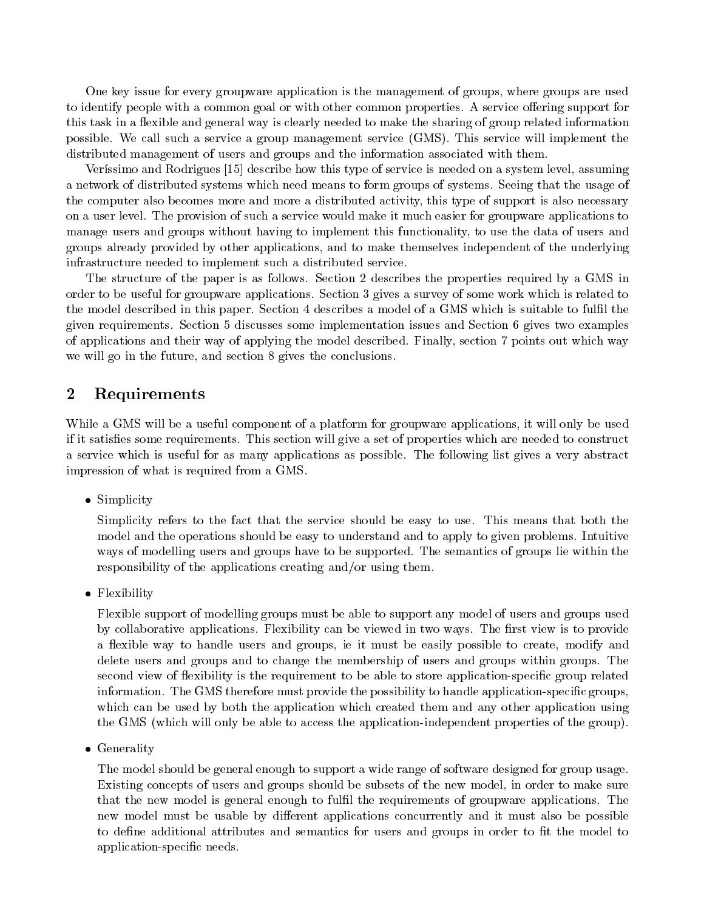One key issue for every groupware application is the management of groups, where groups are used to identify people with a common goal or with other common properties. A service offering support for this task in a flexible and general way is clearly needed to make the sharing of group related information possible. We call such a service a group management service (GMS). This service will implement the distributed management of users and groups and the information associated with them.

Veríssimo and Rodrigues [15] describe how this type of service is needed on a system level, assuming a network of distributed systems which need means to form groups of systems. Seeing that the usage of the computer also becomes more and more a distributed activity, this type of support is also necessary on a user level. The provision of such a service would make it much easier for groupware applications to manage users and groups without having to implement this functionality, to use the data of users and groups already provided by other applications, and to make themselves independent of the underlying infrastructure needed to implement such a distributed service.

The structure of the paper is as follows. Section 2 describes the properties required by a GMS in order to be useful for groupware applications. Section 3 gives a survey of some work which is related to the model described in this paper. Section 4 describes a model of a GMS which is suitable to fulfil the given requirements. Section 5 discusses some implementation issues and Section 6 gives two examples of applications and their way of applying the model described. Finally, section 7 points out which way we will go in the future, and section 8 gives the conclusions.

## 2 Requirements

While a GMS will be a useful component of a platform for groupware applications, it will only be used if it satisfies some requirements. This section will give a set of properties which are needed to construct a service which is useful for as many applications as possible. The following list gives a very abstract impression of what is required from a GMS.

- Simplicity

  Simplicity refers to the fact that the service should be easy to use. This means that both the model and the operations should be easy to understand and to apply to given problems. Intuitive ways of modelling users and groups have to be supported. The semantics of groups lie within the responsibility of the applications creating and/or using them.

- Flexibility

  Flexible support of modelling groups must be able to support any model of users and groups used by collaborative applications. Flexibility can be viewed in two ways. The first view is to provide a flexible way to handle users and groups, ie it must be easily possible to create, modify and delete users and groups and to change the membership of users and groups within groups. The second view of flexibility is the requirement to be able to store application-specific group related information. The GMS therefore must provide the possibility to handle application-specific groups, which can be used by both the application which created them and any other application using the GMS (which will only be able to access the application-independent properties of the group).

- Generality

  The model should be general enough to support a wide range of software designed for group usage. Existing concepts of users and groups should be subsets of the new model, in order to make sure that the new model is general enough to fulfil the requirements of groupware applications. The new model must be usable by different applications concurrently and it must also be possible to define additional attributes and semantics for users and groups in order to fit the model to application-specific needs.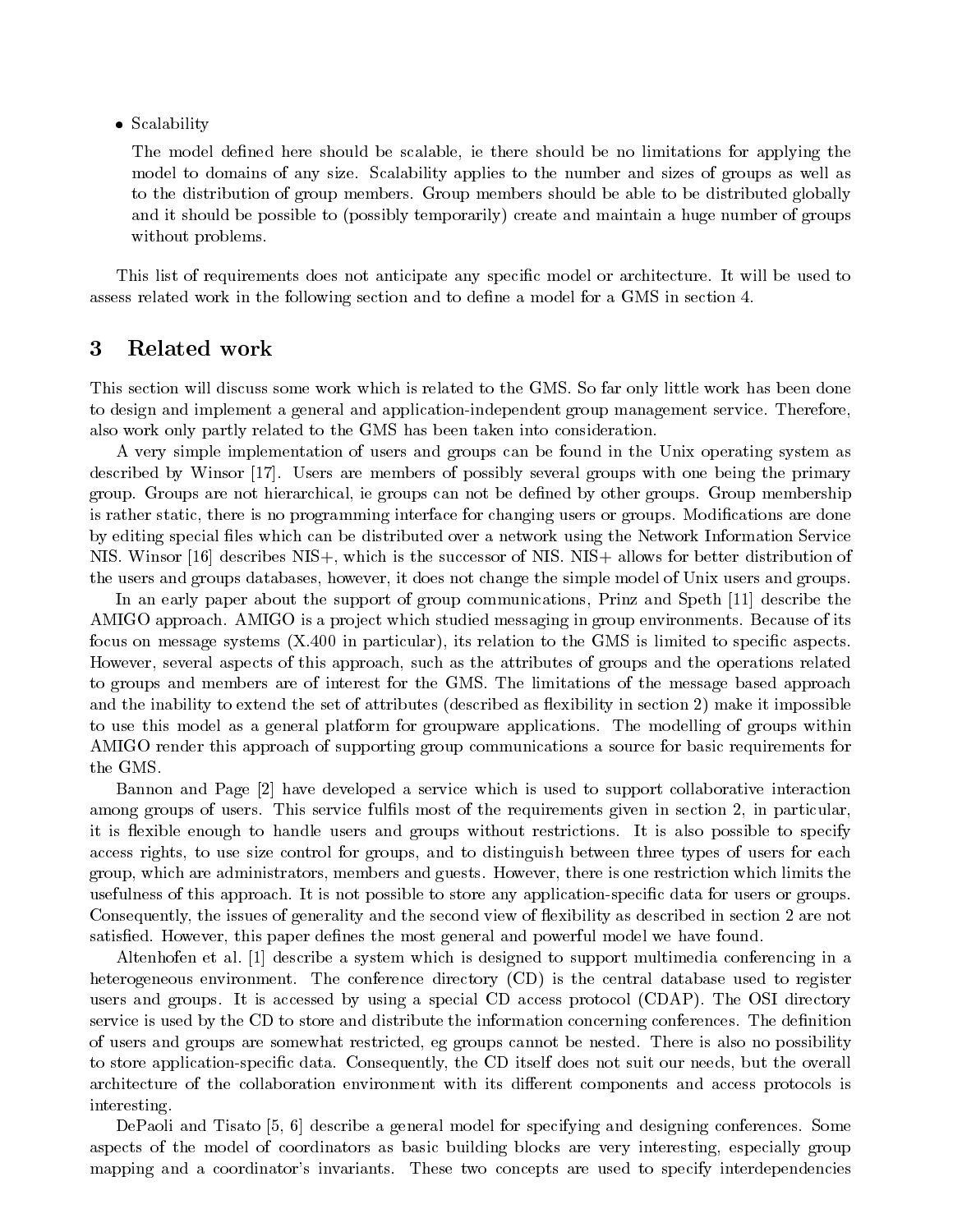- Scalability

  The model defined here should be scalable, ie there should be no limitations for applying the model to domains of any size. Scalability applies to the number and sizes of groups as well as to the distribution of group members. Group members should be able to be distributed globally and it should be possible to (possibly temporarily) create and maintain a huge number of groups without problems.

This list of requirements does not anticipate any specific model or architecture. It will be used to assess related work in the following section and to define a model for a GMS in section 4.

## 3 Related work

This section will discuss some work which is related to the GMS. So far only little work has been done to design and implement a general and application-independent group management service. Therefore, also work only partly related to the GMS has been taken into consideration.

A very simple implementation of users and groups can be found in the Unix operating system as described by Winsor [17]. Users are members of possibly several groups with one being the primary group. Groups are not hierarchical, ie groups can not be defined by other groups. Group membership is rather static, there is no programming interface for changing users or groups. Modifications are done by editing special files which can be distributed over a network using the Network Information Service NIS. Winsor [16] describes NIS+, which is the successor of NIS. NIS+ allows for better distribution of the users and groups databases, however, it does not change the simple model of Unix users and groups.

In an early paper about the support of group communications, Prinz and Speth [11] describe the AMIGO approach. AMIGO is a project which studied messaging in group environments. Because of its focus on message systems (X.400 in particular), its relation to the GMS is limited to specific aspects. However, several aspects of this approach, such as the attributes of groups and the operations related to groups and members are of interest for the GMS. The limitations of the message based approach and the inability to extend the set of attributes (described as flexibility in section 2) make it impossible to use this model as a general platform for groupware applications. The modelling of groups within AMIGO render this approach of supporting group communications a source for basic requirements for the GMS.

Bannon and Page [2] have developed a service which is used to support collaborative interaction among groups of users. This service fulfils most of the requirements given in section 2, in particular, it is flexible enough to handle users and groups without restrictions. It is also possible to specify access rights, to use size control for groups, and to distinguish between three types of users for each group, which are administrators, members and guests. However, there is one restriction which limits the usefulness of this approach. It is not possible to store any application-specific data for users or groups. Consequently, the issues of generality and the second view of flexibility as described in section 2 are not satisfied. However, this paper defines the most general and powerful model we have found.

Altenhofen et al. [1] describe a system which is designed to support multimedia conferencing in a heterogeneous environment. The conference directory (CD) is the central database used to register users and groups. It is accessed by using a special CD access protocol (CDAP). The OSI directory service is used by the CD to store and distribute the information concerning conferences. The definition of users and groups are somewhat restricted, eg groups cannot be nested. There is also no possibility to store application-specific data. Consequently, the CD itself does not suit our needs, but the overall architecture of the collaboration environment with its different components and access protocols is interesting.

DePaoli and Tisato [5, 6] describe a general model for specifying and designing conferences. Some aspects of the model of coordinators as basic building blocks are very interesting, especially group mapping and a coordinator's invariants. These two concepts are used to specify interdependencies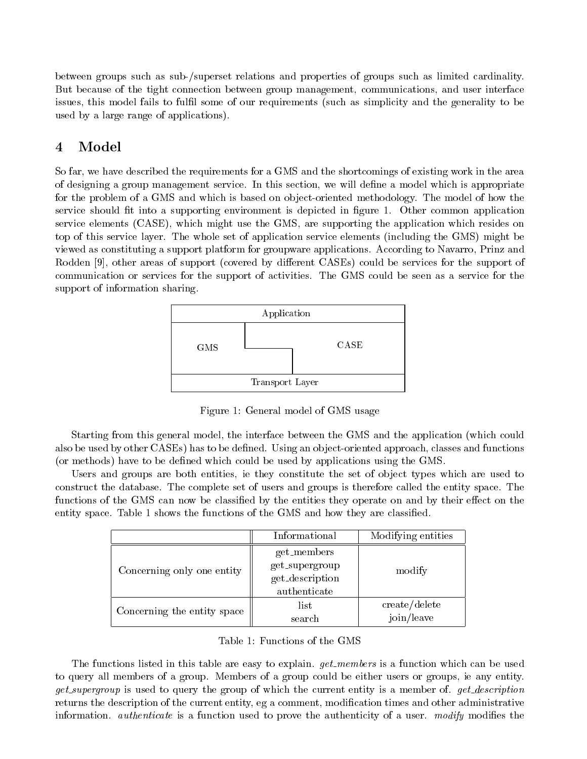between groups such as sub-/superset relations and properties of groups such as limited cardinality. But because of the tight connection between group management, communications, and user interface issues, this model fails to fulfil some of our requirements (such as simplicity and the generality to be used by a large range of applications).

## 4 Model

So far, we have described the requirements for a GMS and the shortcomings of existing work in the area of designing a group management service. In this section, we will define a model which is appropriate for the problem of a GMS and which is based on object-oriented methodology. The model of how the service should fit into a supporting environment is depicted in figure 1. Other common application service elements (CASE), which might use the GMS, are supporting the application which resides on top of this service layer. The whole set of application service elements (including the GMS) might be viewed as constituting a support platform for groupware applications. According to Navarro, Prinz and Rodden [9], other areas of support (covered by different CASEs) could be services for the support of communication or services for the support of activities. The GMS could be seen as a service for the support of information sharing.

Application

GMS

CASE

Transport Layer

Figure 1: General model of GMS usage

Starting from this general model, the interface between the GMS and the application (which could also be used by other CASEs) has to be defined. Using an object-oriented approach, classes and functions (or methods) have to be defined which could be used by applications using the GMS.

Users and groups are both entities, ie they constitute the set of object types which are used to construct the database. The complete set of users and groups is therefore called the entity space. The functions of the GMS can now be classified by the entities they operate on and by their effect on the entity space. Table 1 shows the functions of the GMS and how they are classified.

| | Informational | Modifying entities |
|---|---|---|
| Concerning only one entity | get_members<br>get_supergroup<br>get_description<br>authenticate | modify |
| Concerning the entity space | list<br>search | create/delete<br>join/leave |

Table 1: Functions of the GMS

The functions listed in this table are easy to explain. *get_members* is a function which can be used to query all members of a group. Members of a group could be either users or groups, ie any entity. *get_supergroup* is used to query the group of which the current entity is a member of. *get_description* returns the description of the current entity, eg a comment, modification times and other administrative information. *authenticate* is a function used to prove the authenticity of a user. *modify* modifies the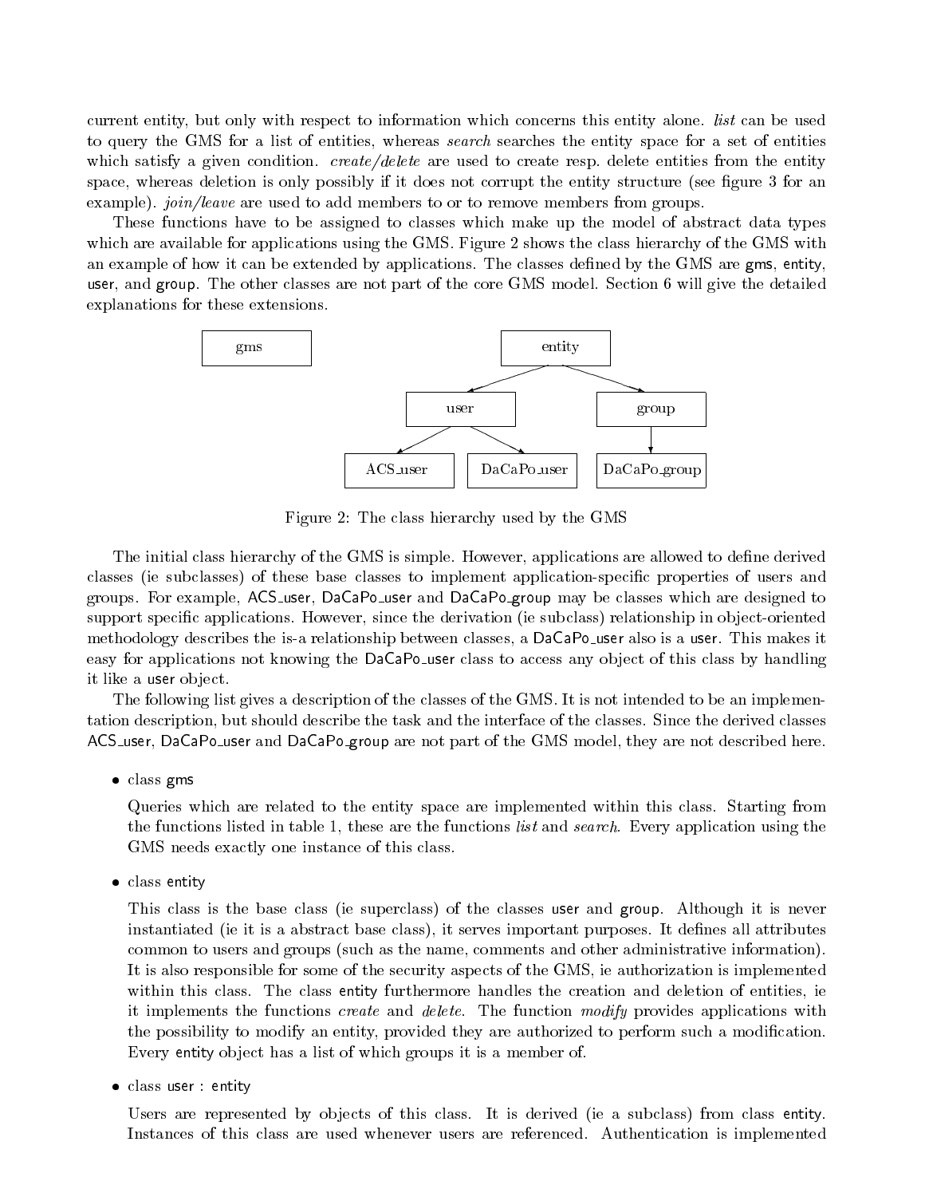current entity, but only with respect to information which concerns this entity alone. *list* can be used to query the GMS for a list of entities, whereas *search* searches the entity space for a set of entities which satisfy a given condition. *create/delete* are used to create resp. delete entities from the entity space, whereas deletion is only possibly if it does not corrupt the entity structure (see figure 3 for an example). *join/leave* are used to add members to or to remove members from groups.

These functions have to be assigned to classes which make up the model of abstract data types which are available for applications using the GMS. Figure 2 shows the class hierarchy of the GMS with an example of how it can be extended by applications. The classes defined by the GMS are gms, entity, user, and group. The other classes are not part of the core GMS model. Section 6 will give the detailed explanations for these extensions.

gms

entity

user

group

ACS_user

DaCaPo_user

DaCaPo_group

Figure 2: The class hierarchy used by the GMS

The initial class hierarchy of the GMS is simple. However, applications are allowed to define derived classes (ie subclasses) of these base classes to implement application-specific properties of users and groups. For example, ACS_user, DaCaPo_user and DaCaPo_group may be classes which are designed to support specific applications. However, since the derivation (ie subclass) relationship in object-oriented methodology describes the is-a relationship between classes, a DaCaPo_user also is a user. This makes it easy for applications not knowing the DaCaPo_user class to access any object of this class by handling it like a user object.

The following list gives a description of the classes of the GMS. It is not intended to be an implementation description, but should describe the task and the interface of the classes. Since the derived classes ACS_user, DaCaPo_user and DaCaPo_group are not part of the GMS model, they are not described here.

- class gms

  Queries which are related to the entity space are implemented within this class. Starting from the functions listed in table 1, these are the functions *list* and *search*. Every application using the GMS needs exactly one instance of this class.

- class entity

  This class is the base class (ie superclass) of the classes user and group. Although it is never instantiated (ie it is a abstract base class), it serves important purposes. It defines all attributes common to users and groups (such as the name, comments and other administrative information). It is also responsible for some of the security aspects of the GMS, ie authorization is implemented within this class. The class entity furthermore handles the creation and deletion of entities, ie it implements the functions *create* and *delete*. The function *modify* provides applications with the possibility to modify an entity, provided they are authorized to perform such a modification. Every entity object has a list of which groups it is a member of.

- class user : entity

  Users are represented by objects of this class. It is derived (ie a subclass) from class entity. Instances of this class are used whenever users are referenced. Authentication is implemented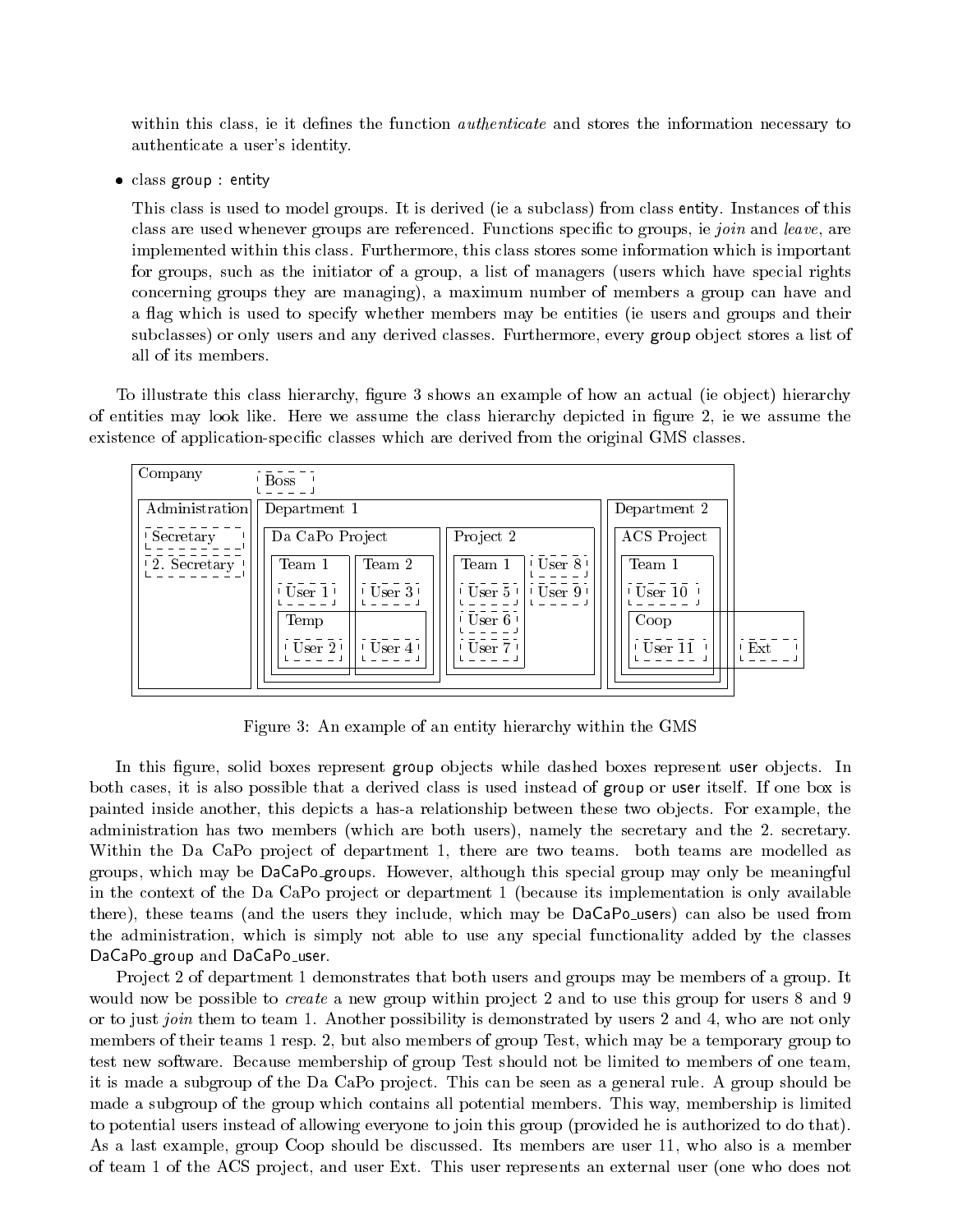within this class, ie it defines the function *authenticate* and stores the information necessary to authenticate a user's identity.

- class group : entity

  This class is used to model groups. It is derived (ie a subclass) from class entity. Instances of this class are used whenever groups are referenced. Functions specific to groups, ie *join* and *leave*, are implemented within this class. Furthermore, this class stores some information which is important for groups, such as the initiator of a group, a list of managers (users which have special rights concerning groups they are managing), a maximum number of members a group can have and a flag which is used to specify whether members may be entities (ie users and groups and their subclasses) or only users and any derived classes. Furthermore, every group object stores a list of all of its members.

To illustrate this class hierarchy, figure 3 shows an example of how an actual (ie object) hierarchy of entities may look like. Here we assume the class hierarchy depicted in figure 2, ie we assume the existence of application-specific classes which are derived from the original GMS classes.

Company
Boss
Administration
Secretary
2. Secretary
Department 1
Da CaPo Project
Team 1
User 1
Team 2
User 3
Temp
User 2
User 4
Project 2
Team 1
User 5
User 6
User 7
User 8
User 9
Department 2
ACS Project
Team 1
User 10
Coop
User 11
Ext

Figure 3: An example of an entity hierarchy within the GMS

In this figure, solid boxes represent group objects while dashed boxes represent user objects. In both cases, it is also possible that a derived class is used instead of group or user itself. If one box is painted inside another, this depicts a has-a relationship between these two objects. For example, the administration has two members (which are both users), namely the secretary and the 2. secretary. Within the Da CaPo project of department 1, there are two teams. both teams are modelled as groups, which may be DaCaPo_groups. However, although this special group may only be meaningful in the context of the Da CaPo project or department 1 (because its implementation is only available there), these teams (and the users they include, which may be DaCaPo_users) can also be used from the administration, which is simply not able to use any special functionality added by the classes DaCaPo_group and DaCaPo_user.

Project 2 of department 1 demonstrates that both users and groups may be members of a group. It would now be possible to *create* a new group within project 2 and to use this group for users 8 and 9 or to just *join* them to team 1. Another possibility is demonstrated by users 2 and 4, who are not only members of their teams 1 resp. 2, but also members of group Test, which may be a temporary group to test new software. Because membership of group Test should not be limited to members of one team, it is made a subgroup of the Da CaPo project. This can be seen as a general rule. A group should be made a subgroup of the group which contains all potential members. This way, membership is limited to potential users instead of allowing everyone to join this group (provided he is authorized to do that). As a last example, group Coop should be discussed. Its members are user 11, who also is a member of team 1 of the ACS project, and user Ext. This user represents an external user (one who does not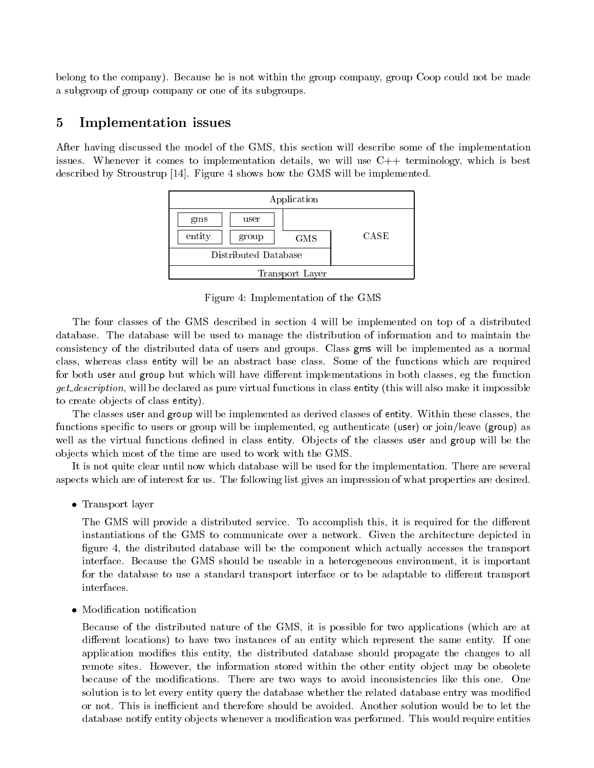belong to the company). Because he is not within the group company, group Coop could not be made a subgroup of group company or one of its subgroups.

## 5 Implementation issues

After having discussed the model of the GMS, this section will describe some of the implementation issues. Whenever it comes to implementation details, we will use C++ terminology, which is best described by Stroustrup [14]. Figure 4 shows how the GMS will be implemented.

Application

gms

user

entity

group

GMS

CASE

Distributed Database

Transport Layer

Figure 4: Implementation of the GMS

The four classes of the GMS described in section 4 will be implemented on top of a distributed database. The database will be used to manage the distribution of information and to maintain the consistency of the distributed data of users and groups. Class gms will be implemented as a normal class, whereas class entity will be an abstract base class. Some of the functions which are required for both user and group but which will have different implementations in both classes, eg the function *get_description*, will be declared as pure virtual functions in class entity (this will also make it impossible to create objects of class entity).

The classes user and group will be implemented as derived classes of entity. Within these classes, the functions specific to users or group will be implemented, eg authenticate (user) or join/leave (group) as well as the virtual functions defined in class entity. Objects of the classes user and group will be the objects which most of the time are used to work with the GMS.

It is not quite clear until now which database will be used for the implementation. There are several aspects which are of interest for us. The following list gives an impression of what properties are desired.

- Transport layer

  The GMS will provide a distributed service. To accomplish this, it is required for the different instantiations of the GMS to communicate over a network. Given the architecture depicted in figure 4, the distributed database will be the component which actually accesses the transport interface. Because the GMS should be useable in a heterogeneous environment, it is important for the database to use a standard transport interface or to be adaptable to different transport interfaces.

- Modification notification

  Because of the distributed nature of the GMS, it is possible for two applications (which are at different locations) to have two instances of an entity which represent the same entity. If one application modifies this entity, the distributed database should propagate the changes to all remote sites. However, the information stored within the other entity object may be obsolete because of the modifications. There are two ways to avoid inconsistencies like this one. One solution is to let every entity query the database whether the related database entry was modified or not. This is inefficient and therefore should be avoided. Another solution would be to let the database notify entity objects whenever a modification was performed. This would require entities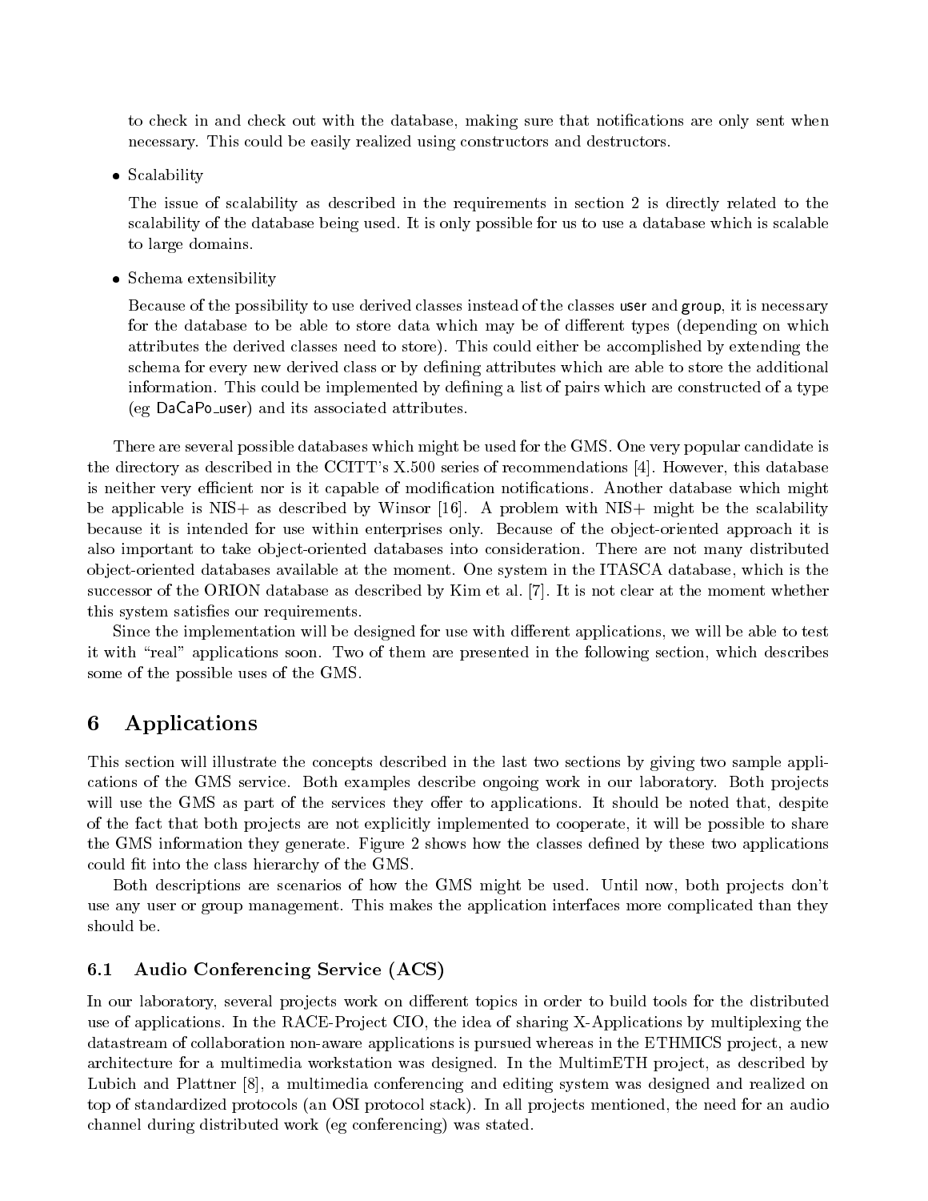to check in and check out with the database, making sure that notifications are only sent when necessary. This could be easily realized using constructors and destructors.

- Scalability

  The issue of scalability as described in the requirements in section 2 is directly related to the scalability of the database being used. It is only possible for us to use a database which is scalable to large domains.

- Schema extensibility

  Because of the possibility to use derived classes instead of the classes user and group, it is necessary for the database to be able to store data which may be of different types (depending on which attributes the derived classes need to store). This could either be accomplished by extending the schema for every new derived class or by defining attributes which are able to store the additional information. This could be implemented by defining a list of pairs which are constructed of a type (eg DaCaPo_user) and its associated attributes.

There are several possible databases which might be used for the GMS. One very popular candidate is the directory as described in the CCITT's X.500 series of recommendations [4]. However, this database is neither very efficient nor is it capable of modification notifications. Another database which might be applicable is NIS+ as described by Winsor [16]. A problem with NIS+ might be the scalability because it is intended for use within enterprises only. Because of the object-oriented approach it is also important to take object-oriented databases into consideration. There are not many distributed object-oriented databases available at the moment. One system in the ITASCA database, which is the successor of the ORION database as described by Kim et al. [7]. It is not clear at the moment whether this system satisfies our requirements.

Since the implementation will be designed for use with different applications, we will be able to test it with "real" applications soon. Two of them are presented in the following section, which describes some of the possible uses of the GMS.

# 6 Applications

This section will illustrate the concepts described in the last two sections by giving two sample applications of the GMS service. Both examples describe ongoing work in our laboratory. Both projects will use the GMS as part of the services they offer to applications. It should be noted that, despite of the fact that both projects are not explicitly implemented to cooperate, it will be possible to share the GMS information they generate. Figure 2 shows how the classes defined by these two applications could fit into the class hierarchy of the GMS.

Both descriptions are scenarios of how the GMS might be used. Until now, both projects don't use any user or group management. This makes the application interfaces more complicated than they should be.

## 6.1 Audio Conferencing Service (ACS)

In our laboratory, several projects work on different topics in order to build tools for the distributed use of applications. In the RACE-Project CIO, the idea of sharing X-Applications by multiplexing the datastream of collaboration non-aware applications is pursued whereas in the ETHMICS project, a new architecture for a multimedia workstation was designed. In the MultimETH project, as described by Lubich and Plattner [8], a multimedia conferencing and editing system was designed and realized on top of standardized protocols (an OSI protocol stack). In all projects mentioned, the need for an audio channel during distributed work (eg conferencing) was stated.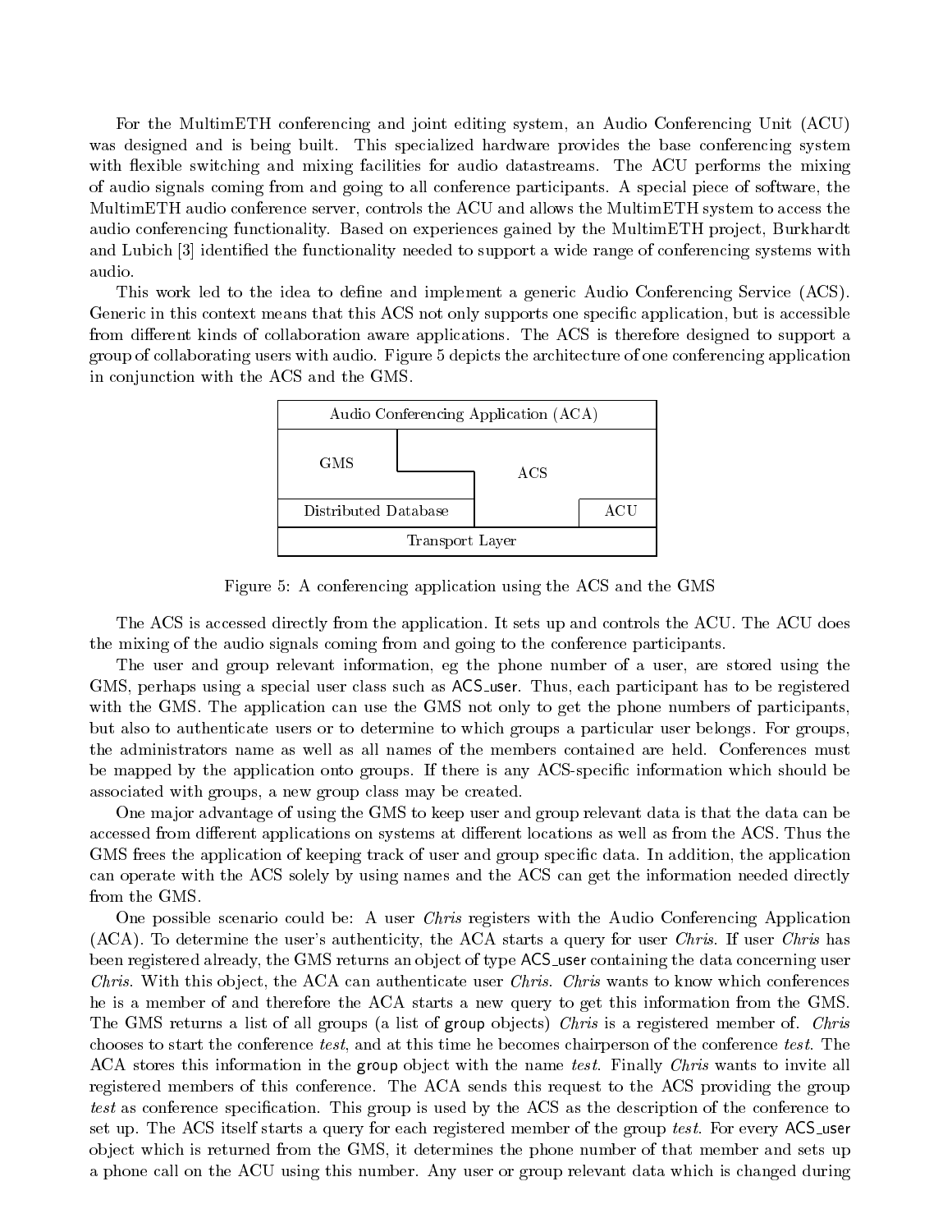For the MultimETH conferencing and joint editing system, an Audio Conferencing Unit (ACU) was designed and is being built. This specialized hardware provides the base conferencing system with flexible switching and mixing facilities for audio datastreams. The ACU performs the mixing of audio signals coming from and going to all conference participants. A special piece of software, the MultimETH audio conference server, controls the ACU and allows the MultimETH system to access the audio conferencing functionality. Based on experiences gained by the MultimETH project, Burkhardt and Lubich [3] identified the functionality needed to support a wide range of conferencing systems with audio.

This work led to the idea to define and implement a generic Audio Conferencing Service (ACS). Generic in this context means that this ACS not only supports one specific application, but is accessible from different kinds of collaboration aware applications. The ACS is therefore designed to support a group of collaborating users with audio. Figure 5 depicts the architecture of one conferencing application in conjunction with the ACS and the GMS.

Audio Conferencing Application (ACA)

GMS

ACS

Distributed Database

ACU

Transport Layer

Figure 5: A conferencing application using the ACS and the GMS

The ACS is accessed directly from the application. It sets up and controls the ACU. The ACU does the mixing of the audio signals coming from and going to the conference participants.

The user and group relevant information, eg the phone number of a user, are stored using the GMS, perhaps using a special user class such as `ACS_user`. Thus, each participant has to be registered with the GMS. The application can use the GMS not only to get the phone numbers of participants, but also to authenticate users or to determine to which groups a particular user belongs. For groups, the administrators name as well as all names of the members contained are held. Conferences must be mapped by the application onto groups. If there is any ACS-specific information which should be associated with groups, a new group class may be created.

One major advantage of using the GMS to keep user and group relevant data is that the data can be accessed from different applications on systems at different locations as well as from the ACS. Thus the GMS frees the application of keeping track of user and group specific data. In addition, the application can operate with the ACS solely by using names and the ACS can get the information needed directly from the GMS.

One possible scenario could be: A user *Chris* registers with the Audio Conferencing Application (ACA). To determine the user's authenticity, the ACA starts a query for user *Chris*. If user *Chris* has been registered already, the GMS returns an object of type `ACS_user` containing the data concerning user *Chris*. With this object, the ACA can authenticate user *Chris*. *Chris* wants to know which conferences he is a member of and therefore the ACA starts a new query to get this information from the GMS. The GMS returns a list of all groups (a list of `group` objects) *Chris* is a registered member of. *Chris* chooses to start the conference *test*, and at this time he becomes chairperson of the conference *test*. The ACA stores this information in the `group` object with the name *test*. Finally *Chris* wants to invite all registered members of this conference. The ACA sends this request to the ACS providing the group *test* as conference specification. This group is used by the ACS as the description of the conference to set up. The ACS itself starts a query for each registered member of the group *test*. For every `ACS_user` object which is returned from the GMS, it determines the phone number of that member and sets up a phone call on the ACU using this number. Any user or group relevant data which is changed during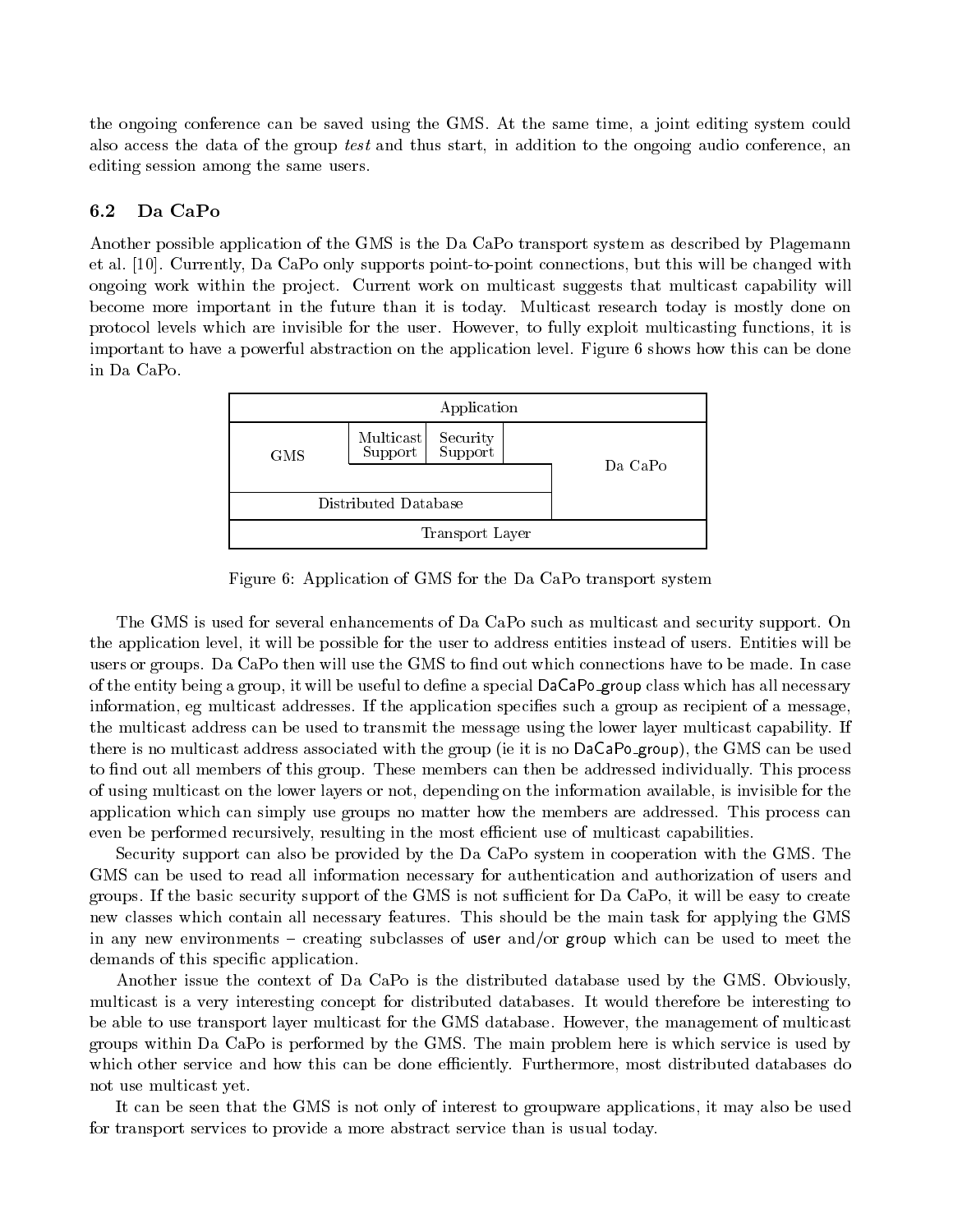the ongoing conference can be saved using the GMS. At the same time, a joint editing system could also access the data of the group *test* and thus start, in addition to the ongoing audio conference, an editing session among the same users.

### 6.2 Da CaPo

Another possible application of the GMS is the Da CaPo transport system as described by Plagemann et al. [10]. Currently, Da CaPo only supports point-to-point connections, but this will be changed with ongoing work within the project. Current work on multicast suggests that multicast capability will become more important in the future than it is today. Multicast research today is mostly done on protocol levels which are invisible for the user. However, to fully exploit multicasting functions, it is important to have a powerful abstraction on the application level. Figure 6 shows how this can be done in Da CaPo.

Application

GMS

Multicast Support

Security Support

Da CaPo

Distributed Database

Transport Layer

Figure 6: Application of GMS for the Da CaPo transport system

The GMS is used for several enhancements of Da CaPo such as multicast and security support. On the application level, it will be possible for the user to address entities instead of users. Entities will be users or groups. Da CaPo then will use the GMS to find out which connections have to be made. In case of the entity being a group, it will be useful to define a special DaCaPo_group class which has all necessary information, eg multicast addresses. If the application specifies such a group as recipient of a message, the multicast address can be used to transmit the message using the lower layer multicast capability. If there is no multicast address associated with the group (ie it is no DaCaPo_group), the GMS can be used to find out all members of this group. These members can then be addressed individually. This process of using multicast on the lower layers or not, depending on the information available, is invisible for the application which can simply use groups no matter how the members are addressed. This process can even be performed recursively, resulting in the most efficient use of multicast capabilities.

Security support can also be provided by the Da CaPo system in cooperation with the GMS. The GMS can be used to read all information necessary for authentication and authorization of users and groups. If the basic security support of the GMS is not sufficient for Da CaPo, it will be easy to create new classes which contain all necessary features. This should be the main task for applying the GMS in any new environments – creating subclasses of user and/or group which can be used to meet the demands of this specific application.

Another issue the context of Da CaPo is the distributed database used by the GMS. Obviously, multicast is a very interesting concept for distributed databases. It would therefore be interesting to be able to use transport layer multicast for the GMS database. However, the management of multicast groups within Da CaPo is performed by the GMS. The main problem here is which service is used by which other service and how this can be done efficiently. Furthermore, most distributed databases do not use multicast yet.

It can be seen that the GMS is not only of interest to groupware applications, it may also be used for transport services to provide a more abstract service than is usual today.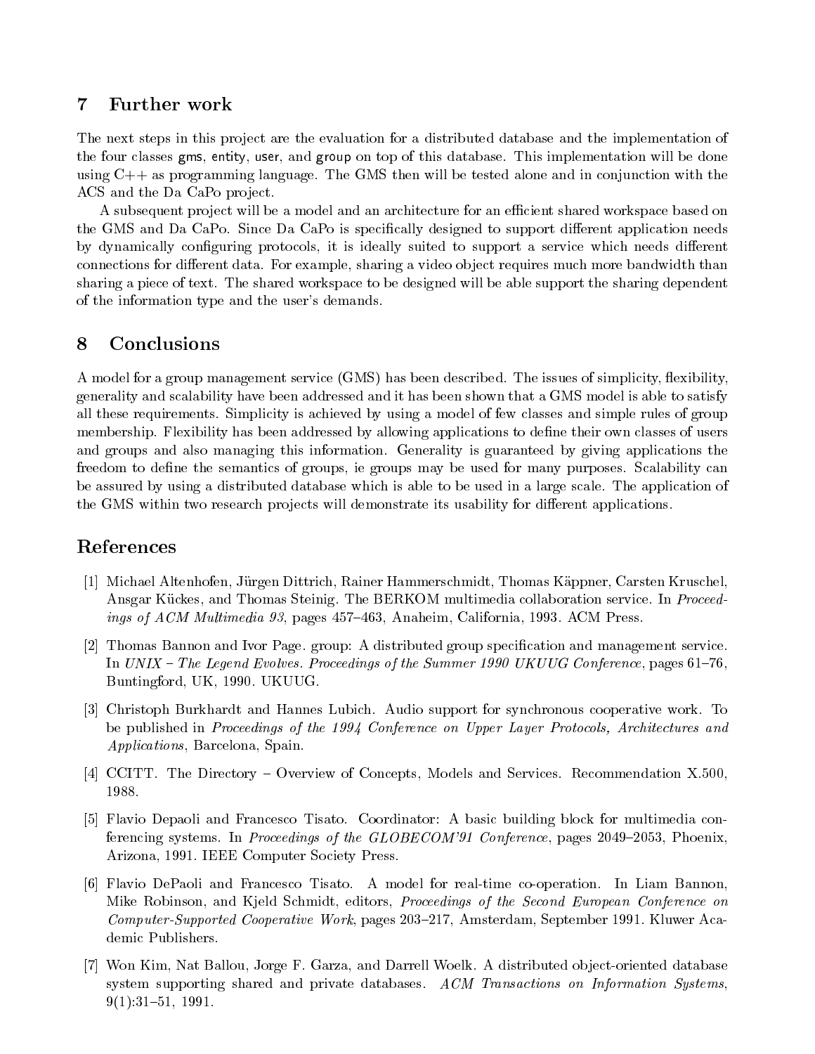## 7 Further work

The next steps in this project are the evaluation for a distributed database and the implementation of the four classes gms, entity, user, and group on top of this database. This implementation will be done using C++ as programming language. The GMS then will be tested alone and in conjunction with the ACS and the Da CaPo project.

A subsequent project will be a model and an architecture for an efficient shared workspace based on the GMS and Da CaPo. Since Da CaPo is specifically designed to support different application needs by dynamically configuring protocols, it is ideally suited to support a service which needs different connections for different data. For example, sharing a video object requires much more bandwidth than sharing a piece of text. The shared workspace to be designed will be able support the sharing dependent of the information type and the user's demands.

## 8 Conclusions

A model for a group management service (GMS) has been described. The issues of simplicity, flexibility, generality and scalability have been addressed and it has been shown that a GMS model is able to satisfy all these requirements. Simplicity is achieved by using a model of few classes and simple rules of group membership. Flexibility has been addressed by allowing applications to define their own classes of users and groups and also managing this information. Generality is guaranteed by giving applications the freedom to define the semantics of groups, ie groups may be used for many purposes. Scalability can be assured by using a distributed database which is able to be used in a large scale. The application of the GMS within two research projects will demonstrate its usability for different applications.

## References

[1] Michael Altenhofen, Jürgen Dittrich, Rainer Hammerschmidt, Thomas Käppner, Carsten Kruschel, Ansgar Kückes, and Thomas Steinig. The BERKOM multimedia collaboration service. In *Proceedings of ACM Multimedia 93*, pages 457–463, Anaheim, California, 1993. ACM Press.

[2] Thomas Bannon and Ivor Page. group: A distributed group specification and management service. In *UNIX – The Legend Evolves. Proceedings of the Summer 1990 UKUUG Conference*, pages 61–76, Buntingford, UK, 1990. UKUUG.

[3] Christoph Burkhardt and Hannes Lubich. Audio support for synchronous cooperative work. To be published in *Proceedings of the 1994 Conference on Upper Layer Protocols, Architectures and Applications*, Barcelona, Spain.

[4] CCITT. The Directory – Overview of Concepts, Models and Services. Recommendation X.500, 1988.

[5] Flavio Depaoli and Francesco Tisato. Coordinator: A basic building block for multimedia conferencing systems. In *Proceedings of the GLOBECOM'91 Conference*, pages 2049–2053, Phoenix, Arizona, 1991. IEEE Computer Society Press.

[6] Flavio DePaoli and Francesco Tisato. A model for real-time co-operation. In Liam Bannon, Mike Robinson, and Kjeld Schmidt, editors, *Proceedings of the Second European Conference on Computer-Supported Cooperative Work*, pages 203–217, Amsterdam, September 1991. Kluwer Academic Publishers.

[7] Won Kim, Nat Ballou, Jorge F. Garza, and Darrell Woelk. A distributed object-oriented database system supporting shared and private databases. *ACM Transactions on Information Systems*, 9(1):31–51, 1991.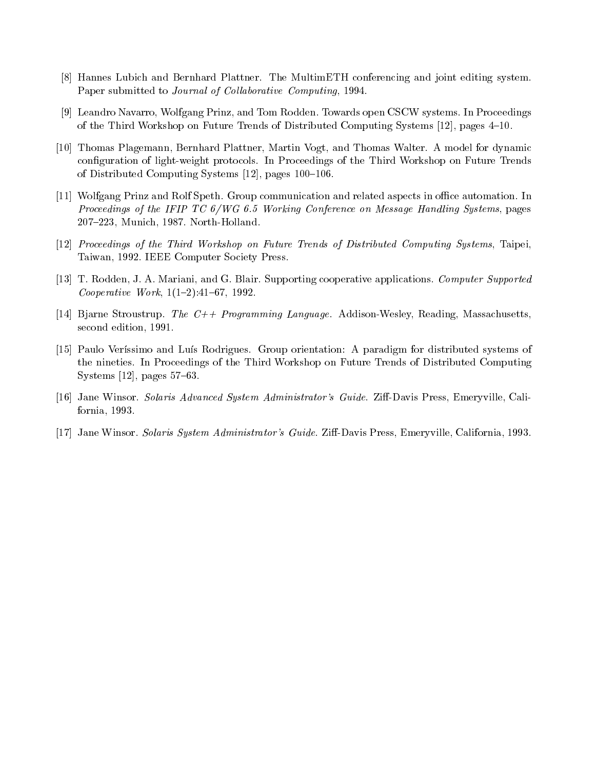[8] Hannes Lubich and Bernhard Plattner. The MultimETH conferencing and joint editing system. Paper submitted to *Journal of Collaborative Computing*, 1994.

[9] Leandro Navarro, Wolfgang Prinz, and Tom Rodden. Towards open CSCW systems. In Proceedings of the Third Workshop on Future Trends of Distributed Computing Systems [12], pages 4–10.

[10] Thomas Plagemann, Bernhard Plattner, Martin Vogt, and Thomas Walter. A model for dynamic configuration of light-weight protocols. In Proceedings of the Third Workshop on Future Trends of Distributed Computing Systems [12], pages 100–106.

[11] Wolfgang Prinz and Rolf Speth. Group communication and related aspects in office automation. In *Proceedings of the IFIP TC 6/WG 6.5 Working Conference on Message Handling Systems*, pages 207–223, Munich, 1987. North-Holland.

[12] *Proceedings of the Third Workshop on Future Trends of Distributed Computing Systems*, Taipei, Taiwan, 1992. IEEE Computer Society Press.

[13] T. Rodden, J. A. Mariani, and G. Blair. Supporting cooperative applications. *Computer Supported Cooperative Work*, 1(1–2):41–67, 1992.

[14] Bjarne Stroustrup. *The C++ Programming Language*. Addison-Wesley, Reading, Massachusetts, second edition, 1991.

[15] Paulo Veríssimo and Luís Rodrigues. Group orientation: A paradigm for distributed systems of the nineties. In Proceedings of the Third Workshop on Future Trends of Distributed Computing Systems [12], pages 57–63.

[16] Jane Winsor. *Solaris Advanced System Administrator's Guide*. Ziff-Davis Press, Emeryville, California, 1993.

[17] Jane Winsor. *Solaris System Administrator's Guide*. Ziff-Davis Press, Emeryville, California, 1993.